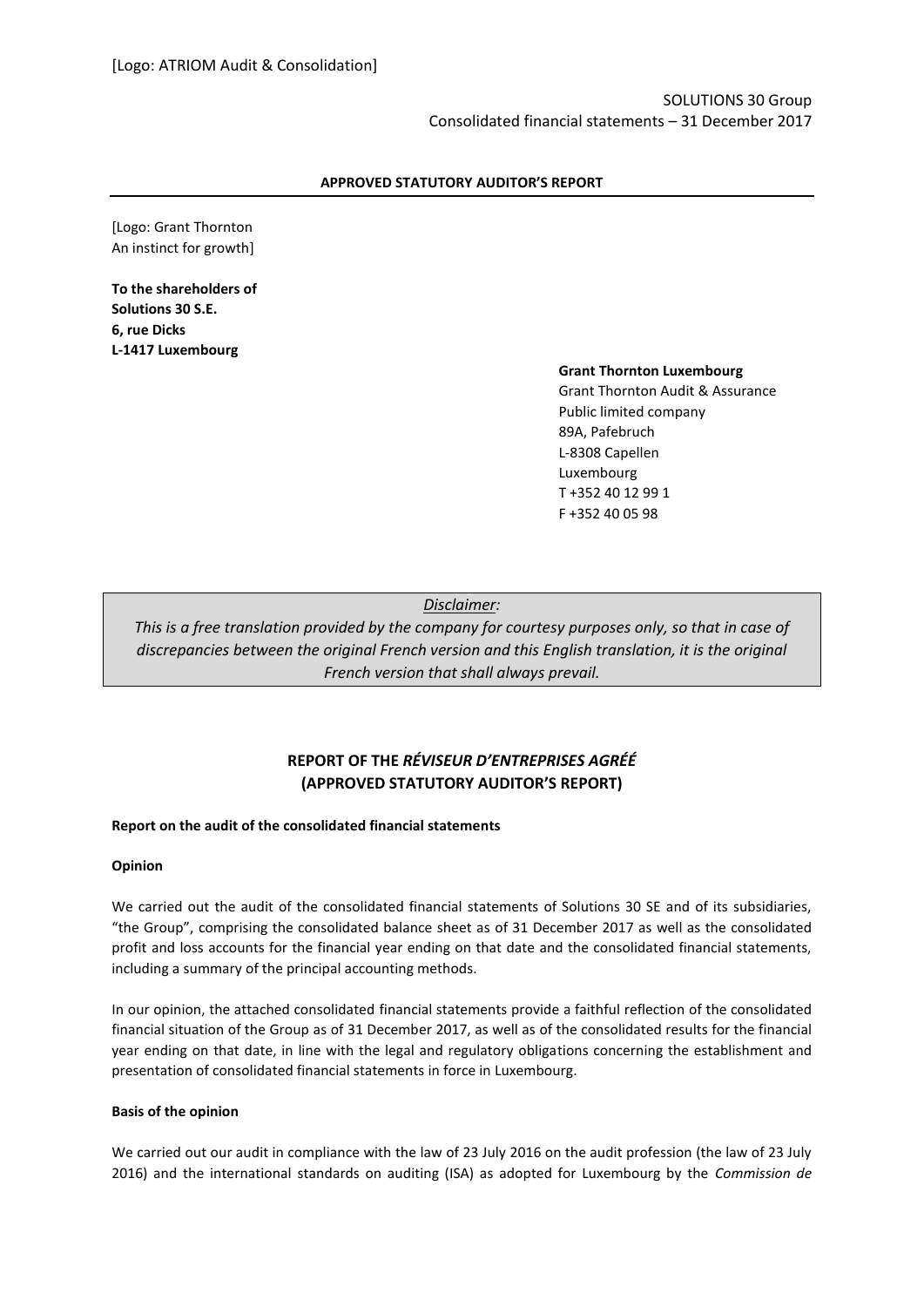[Logo: ATRIOM Audit & Consolidation]

SOLUTIONS 30 Group
Consolidated financial statements – 31 December 2017

**APPROVED STATUTORY AUDITOR'S REPORT**

[Logo: Grant Thornton
An instinct for growth]

**To the shareholders of**
**Solutions 30 S.E.**
**6, rue Dicks**
**L-1417 Luxembourg**

**Grant Thornton Luxembourg**
Grant Thornton Audit & Assurance
Public limited company
89A, Pafebruch
L-8308 Capellen
Luxembourg
T +352 40 12 99 1
F +352 40 05 98

*Disclaimer:*
*This is a free translation provided by the company for courtesy purposes only, so that in case of discrepancies between the original French version and this English translation, it is the original French version that shall always prevail.*

# REPORT OF THE *RÉVISEUR D'ENTREPRISES AGRÉÉ* (APPROVED STATUTORY AUDITOR'S REPORT)

**Report on the audit of the consolidated financial statements**

**Opinion**

We carried out the audit of the consolidated financial statements of Solutions 30 SE and of its subsidiaries, "the Group", comprising the consolidated balance sheet as of 31 December 2017 as well as the consolidated profit and loss accounts for the financial year ending on that date and the consolidated financial statements, including a summary of the principal accounting methods.

In our opinion, the attached consolidated financial statements provide a faithful reflection of the consolidated financial situation of the Group as of 31 December 2017, as well as of the consolidated results for the financial year ending on that date, in line with the legal and regulatory obligations concerning the establishment and presentation of consolidated financial statements in force in Luxembourg.

**Basis of the opinion**

We carried out our audit in compliance with the law of 23 July 2016 on the audit profession (the law of 23 July 2016) and the international standards on auditing (ISA) as adopted for Luxembourg by the *Commission de*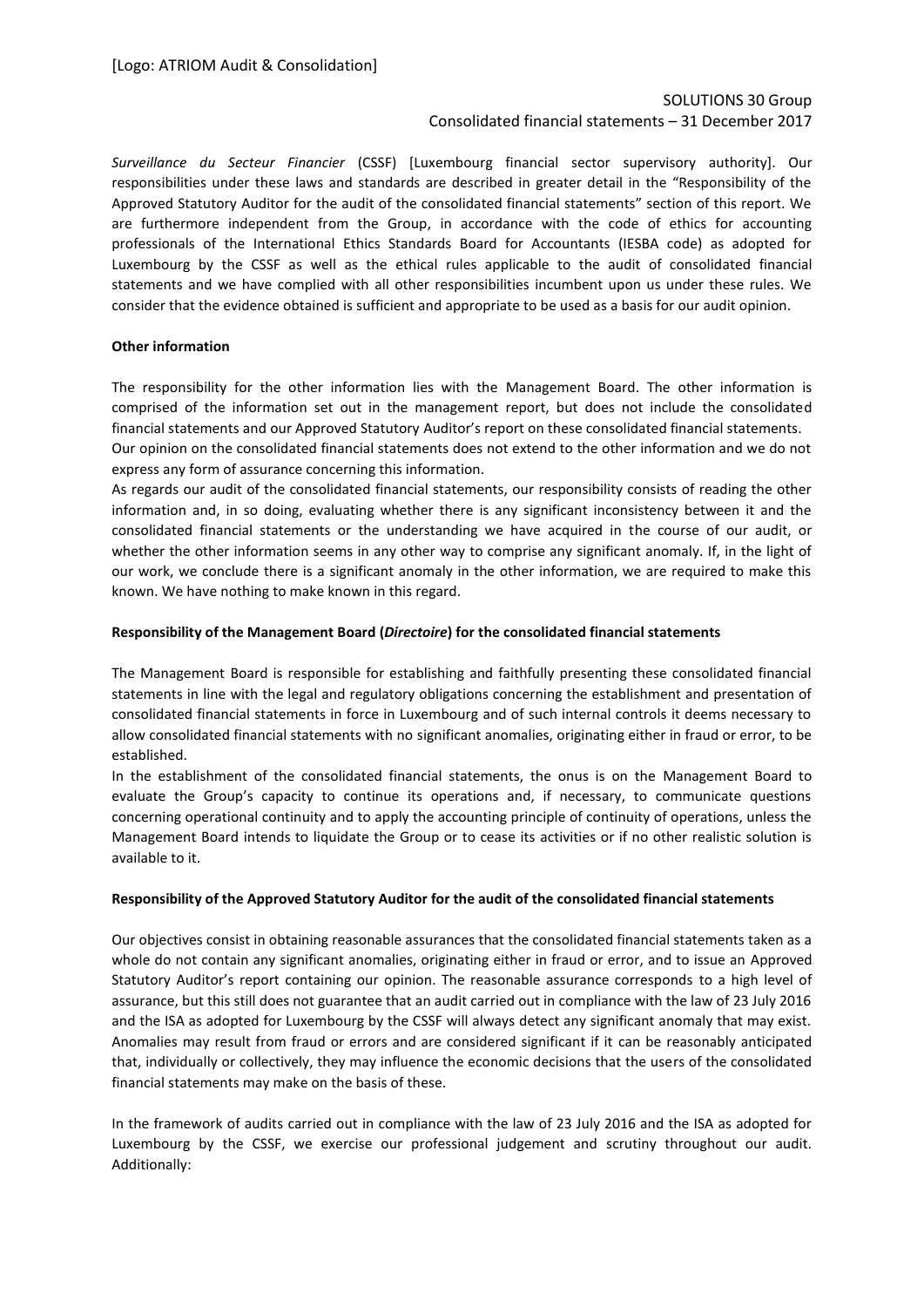*Surveillance du Secteur Financier* (CSSF) [Luxembourg financial sector supervisory authority]. Our responsibilities under these laws and standards are described in greater detail in the "Responsibility of the Approved Statutory Auditor for the audit of the consolidated financial statements" section of this report. We are furthermore independent from the Group, in accordance with the code of ethics for accounting professionals of the International Ethics Standards Board for Accountants (IESBA code) as adopted for Luxembourg by the CSSF as well as the ethical rules applicable to the audit of consolidated financial statements and we have complied with all other responsibilities incumbent upon us under these rules. We consider that the evidence obtained is sufficient and appropriate to be used as a basis for our audit opinion.

**Other information**

The responsibility for the other information lies with the Management Board. The other information is comprised of the information set out in the management report, but does not include the consolidated financial statements and our Approved Statutory Auditor's report on these consolidated financial statements.
Our opinion on the consolidated financial statements does not extend to the other information and we do not express any form of assurance concerning this information.
As regards our audit of the consolidated financial statements, our responsibility consists of reading the other information and, in so doing, evaluating whether there is any significant inconsistency between it and the consolidated financial statements or the understanding we have acquired in the course of our audit, or whether the other information seems in any other way to comprise any significant anomaly. If, in the light of our work, we conclude there is a significant anomaly in the other information, we are required to make this known. We have nothing to make known in this regard.

**Responsibility of the Management Board (*Directoire*) for the consolidated financial statements**

The Management Board is responsible for establishing and faithfully presenting these consolidated financial statements in line with the legal and regulatory obligations concerning the establishment and presentation of consolidated financial statements in force in Luxembourg and of such internal controls it deems necessary to allow consolidated financial statements with no significant anomalies, originating either in fraud or error, to be established.
In the establishment of the consolidated financial statements, the onus is on the Management Board to evaluate the Group's capacity to continue its operations and, if necessary, to communicate questions concerning operational continuity and to apply the accounting principle of continuity of operations, unless the Management Board intends to liquidate the Group or to cease its activities or if no other realistic solution is available to it.

**Responsibility of the Approved Statutory Auditor for the audit of the consolidated financial statements**

Our objectives consist in obtaining reasonable assurances that the consolidated financial statements taken as a whole do not contain any significant anomalies, originating either in fraud or error, and to issue an Approved Statutory Auditor's report containing our opinion. The reasonable assurance corresponds to a high level of assurance, but this still does not guarantee that an audit carried out in compliance with the law of 23 July 2016 and the ISA as adopted for Luxembourg by the CSSF will always detect any significant anomaly that may exist. Anomalies may result from fraud or errors and are considered significant if it can be reasonably anticipated that, individually or collectively, they may influence the economic decisions that the users of the consolidated financial statements may make on the basis of these.

In the framework of audits carried out in compliance with the law of 23 July 2016 and the ISA as adopted for Luxembourg by the CSSF, we exercise our professional judgement and scrutiny throughout our audit. Additionally: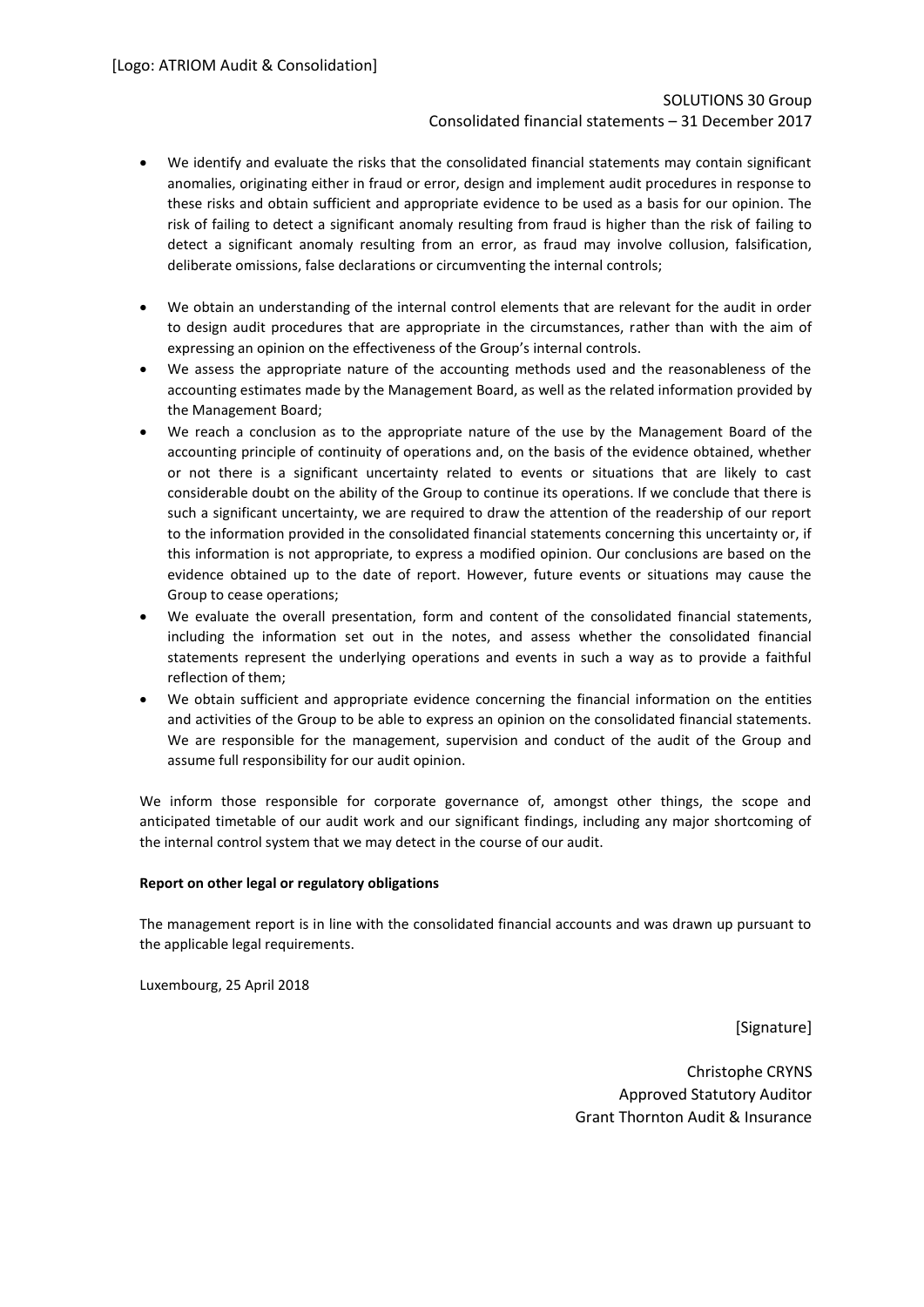- We identify and evaluate the risks that the consolidated financial statements may contain significant anomalies, originating either in fraud or error, design and implement audit procedures in response to these risks and obtain sufficient and appropriate evidence to be used as a basis for our opinion. The risk of failing to detect a significant anomaly resulting from fraud is higher than the risk of failing to detect a significant anomaly resulting from an error, as fraud may involve collusion, falsification, deliberate omissions, false declarations or circumventing the internal controls;
- We obtain an understanding of the internal control elements that are relevant for the audit in order to design audit procedures that are appropriate in the circumstances, rather than with the aim of expressing an opinion on the effectiveness of the Group's internal controls.
- We assess the appropriate nature of the accounting methods used and the reasonableness of the accounting estimates made by the Management Board, as well as the related information provided by the Management Board;
- We reach a conclusion as to the appropriate nature of the use by the Management Board of the accounting principle of continuity of operations and, on the basis of the evidence obtained, whether or not there is a significant uncertainty related to events or situations that are likely to cast considerable doubt on the ability of the Group to continue its operations. If we conclude that there is such a significant uncertainty, we are required to draw the attention of the readership of our report to the information provided in the consolidated financial statements concerning this uncertainty or, if this information is not appropriate, to express a modified opinion. Our conclusions are based on the evidence obtained up to the date of report. However, future events or situations may cause the Group to cease operations;
- We evaluate the overall presentation, form and content of the consolidated financial statements, including the information set out in the notes, and assess whether the consolidated financial statements represent the underlying operations and events in such a way as to provide a faithful reflection of them;
- We obtain sufficient and appropriate evidence concerning the financial information on the entities and activities of the Group to be able to express an opinion on the consolidated financial statements. We are responsible for the management, supervision and conduct of the audit of the Group and assume full responsibility for our audit opinion.

We inform those responsible for corporate governance of, amongst other things, the scope and anticipated timetable of our audit work and our significant findings, including any major shortcoming of the internal control system that we may detect in the course of our audit.

**Report on other legal or regulatory obligations**

The management report is in line with the consolidated financial accounts and was drawn up pursuant to the applicable legal requirements.

Luxembourg, 25 April 2018

[Signature]

Christophe CRYNS
Approved Statutory Auditor
Grant Thornton Audit & Insurance